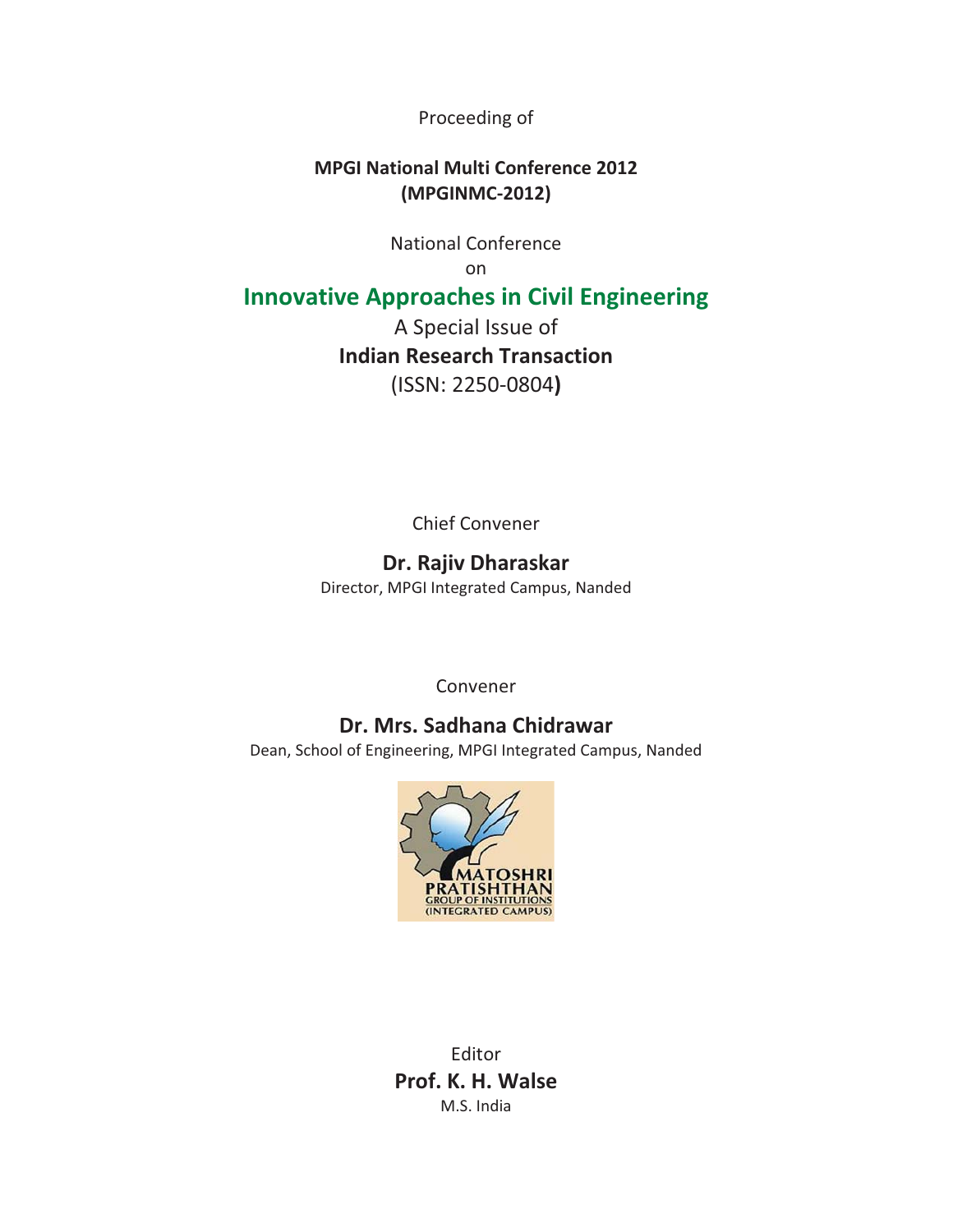Proceeding of

**MPGI National Multi Conference 2012**
**(MPGINMC-2012)**

National Conference
on

# Innovative Approaches in Civil Engineering

A Special Issue of
**Indian Research Transaction**
(ISSN: 2250-0804**)**

Chief Convener

**Dr. Rajiv Dharaskar**
Director, MPGI Integrated Campus, Nanded

Convener

**Dr. Mrs. Sadhana Chidrawar**
Dean, School of Engineering, MPGI Integrated Campus, Nanded

MATOSHRI
PRATISHTHAN
GROUP OF INSTITUTIONS
(INTEGRATED CAMPUS)

Editor
**Prof. K. H. Walse**
M.S. India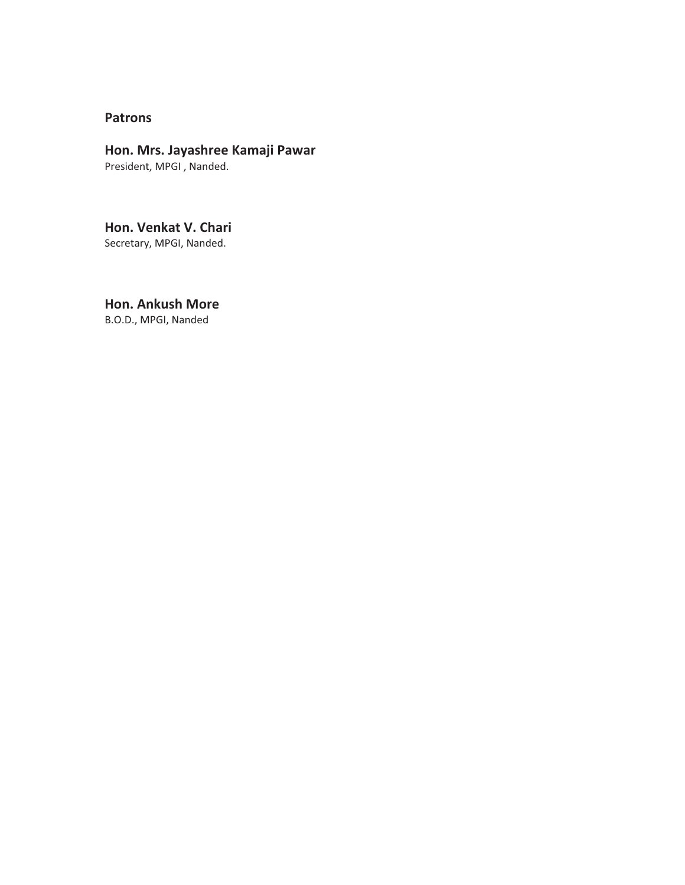## Patrons

### Hon. Mrs. Jayashree Kamaji Pawar
President, MPGI , Nanded.

### Hon. Venkat V. Chari
Secretary, MPGI, Nanded.

### Hon. Ankush More
B.O.D., MPGI, Nanded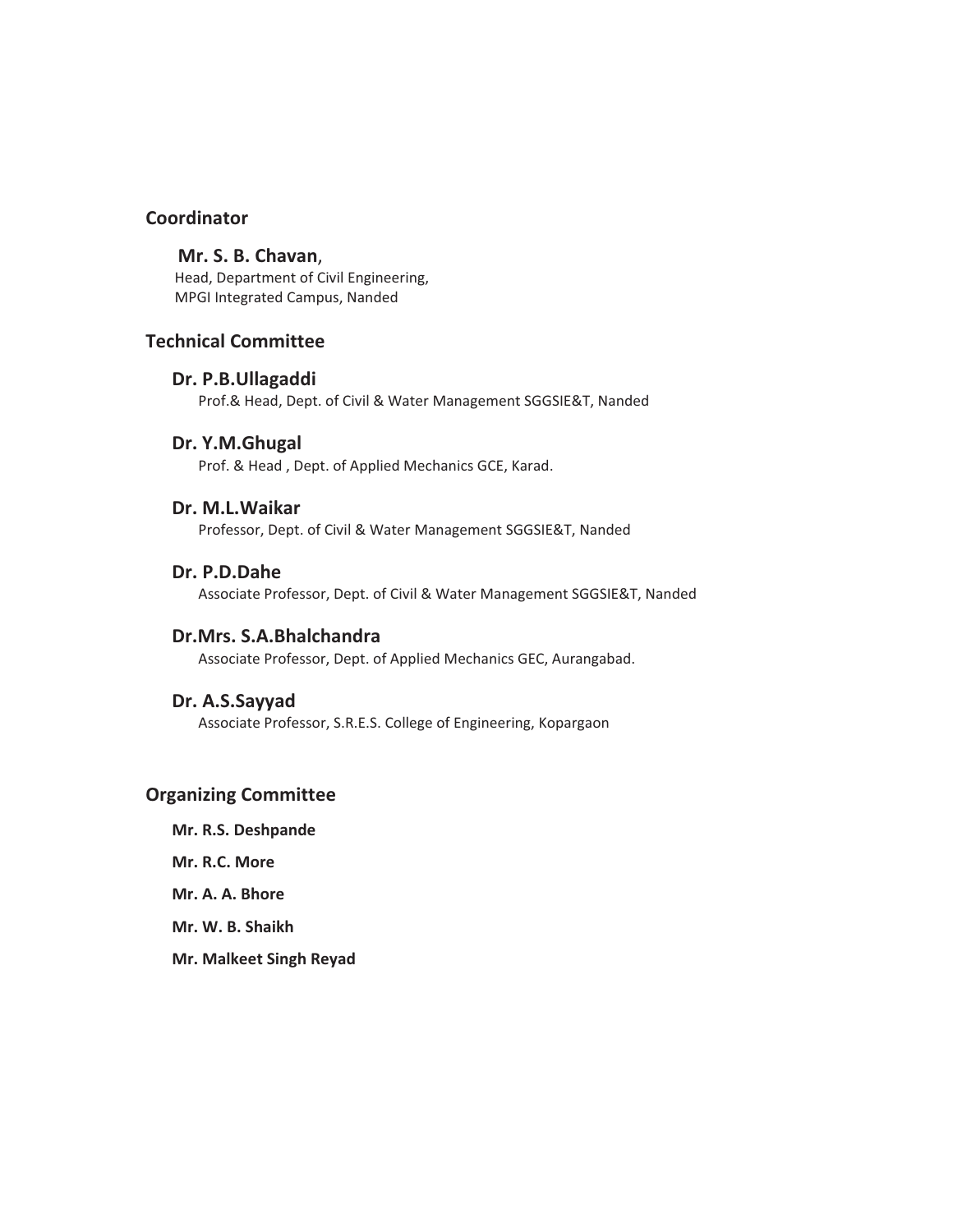## Coordinator

**Mr. S. B. Chavan**,
Head, Department of Civil Engineering,
MPGI Integrated Campus, Nanded

## Technical Committee

### Dr. P.B.Ullagaddi
Prof.& Head, Dept. of Civil & Water Management SGGSIE&T, Nanded

### Dr. Y.M.Ghugal
Prof. & Head , Dept. of Applied Mechanics GCE, Karad.

### Dr. M.L.Waikar
Professor, Dept. of Civil & Water Management SGGSIE&T, Nanded

### Dr. P.D.Dahe
Associate Professor, Dept. of Civil & Water Management SGGSIE&T, Nanded

### Dr.Mrs. S.A.Bhalchandra
Associate Professor, Dept. of Applied Mechanics GEC, Aurangabad.

### Dr. A.S.Sayyad
Associate Professor, S.R.E.S. College of Engineering, Kopargaon

## Organizing Committee

**Mr. R.S. Deshpande**

**Mr. R.C. More**

**Mr. A. A. Bhore**

**Mr. W. B. Shaikh**

**Mr. Malkeet Singh Reyad**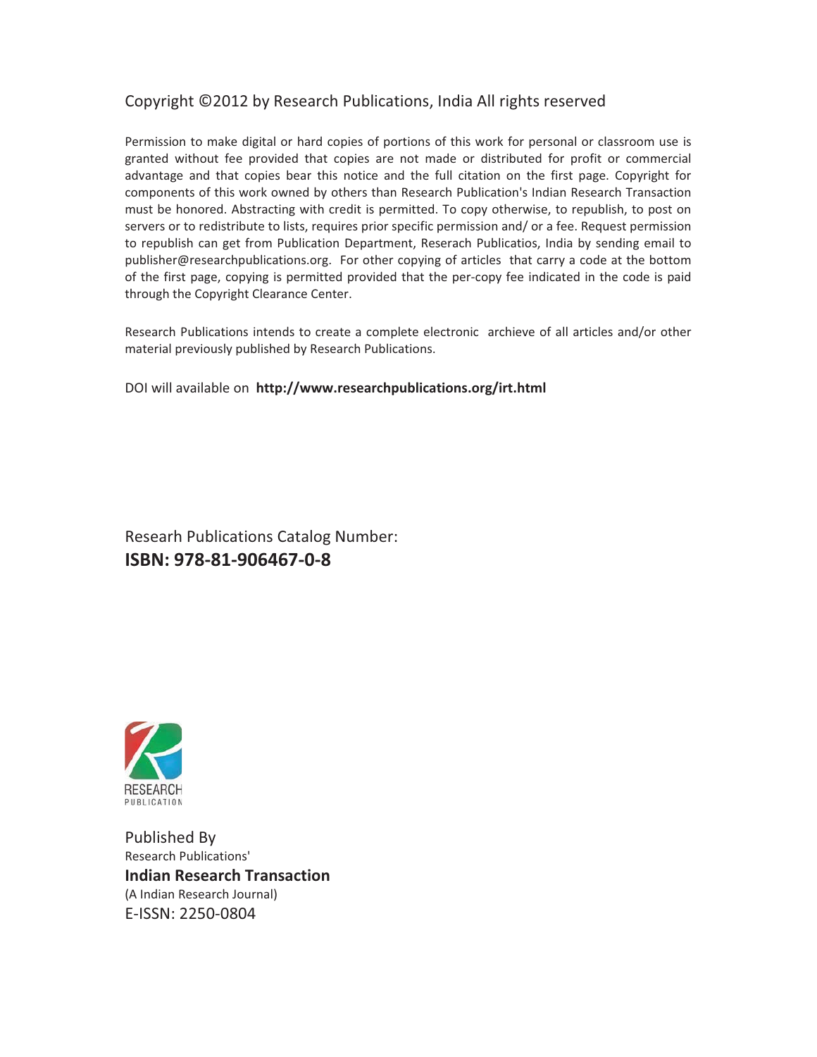Copyright ©2012 by Research Publications, India All rights reserved

Permission to make digital or hard copies of portions of this work for personal or classroom use is granted without fee provided that copies are not made or distributed for profit or commercial advantage and that copies bear this notice and the full citation on the first page. Copyright for components of this work owned by others than Research Publication's Indian Research Transaction must be honored. Abstracting with credit is permitted. To copy otherwise, to republish, to post on servers or to redistribute to lists, requires prior specific permission and/ or a fee. Request permission to republish can get from Publication Department, Reserach Publicatios, India by sending email to publisher@researchpublications.org. For other copying of articles that carry a code at the bottom of the first page, copying is permitted provided that the per-copy fee indicated in the code is paid through the Copyright Clearance Center.

Research Publications intends to create a complete electronic archieve of all articles and/or other material previously published by Research Publications.

DOI will available on **http://www.researchpublications.org/irt.html**

Researh Publications Catalog Number:
**ISBN: 978-81-906467-0-8**

RESEARCH
PUBLICATION

Published By
Research Publications'
**Indian Research Transaction**
(A Indian Research Journal)
E-ISSN: 2250-0804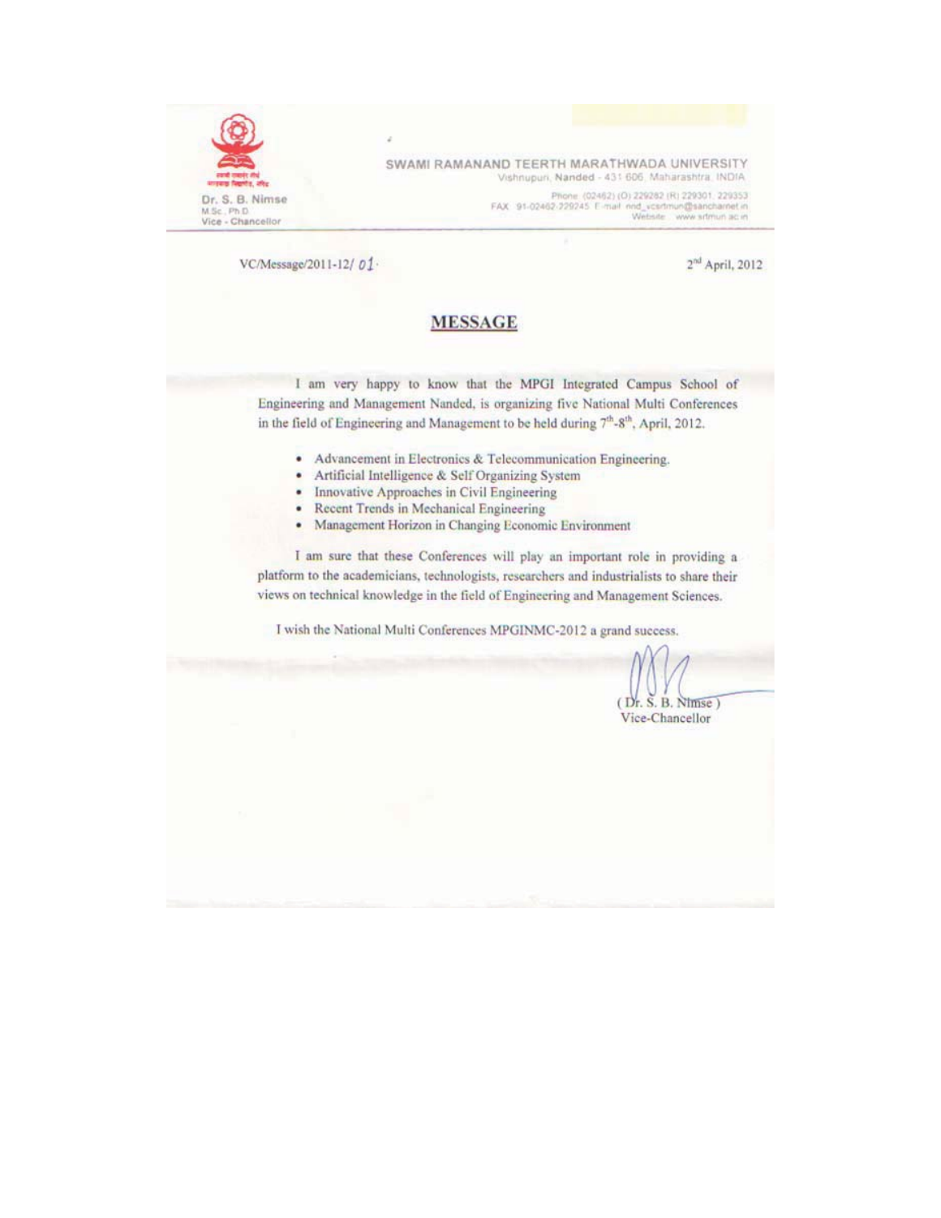Dr. S. B. Nimse
M.Sc., Ph.D.
Vice - Chancellor

SWAMI RAMANAND TEERTH MARATHWADA UNIVERSITY
Vishnupuri, Nanded - 431 606, Maharashtra, INDIA
Phone (02462) (O) 229282 (R) 229301, 229353
FAX 91-02462-229245 E-mail nnd_vcsrtmun@sancharnet.in
Website www.srtmun.ac.in

VC/Message/2011-12/ 01.

2nd April, 2012

## MESSAGE

I am very happy to know that the MPGI Integrated Campus School of Engineering and Management Nanded, is organizing five National Multi Conferences in the field of Engineering and Management to be held during 7th-8th, April, 2012.

- Advancement in Electronics & Telecommunication Engineering.
- Artificial Intelligence & Self Organizing System
- Innovative Approaches in Civil Engineering
- Recent Trends in Mechanical Engineering
- Management Horizon in Changing Economic Environment

I am sure that these Conferences will play an important role in providing a platform to the academicians, technologists, researchers and industrialists to share their views on technical knowledge in the field of Engineering and Management Sciences.

I wish the National Multi Conferences MPGINMC-2012 a grand success.

( Dr. S. B. Nimse )
Vice-Chancellor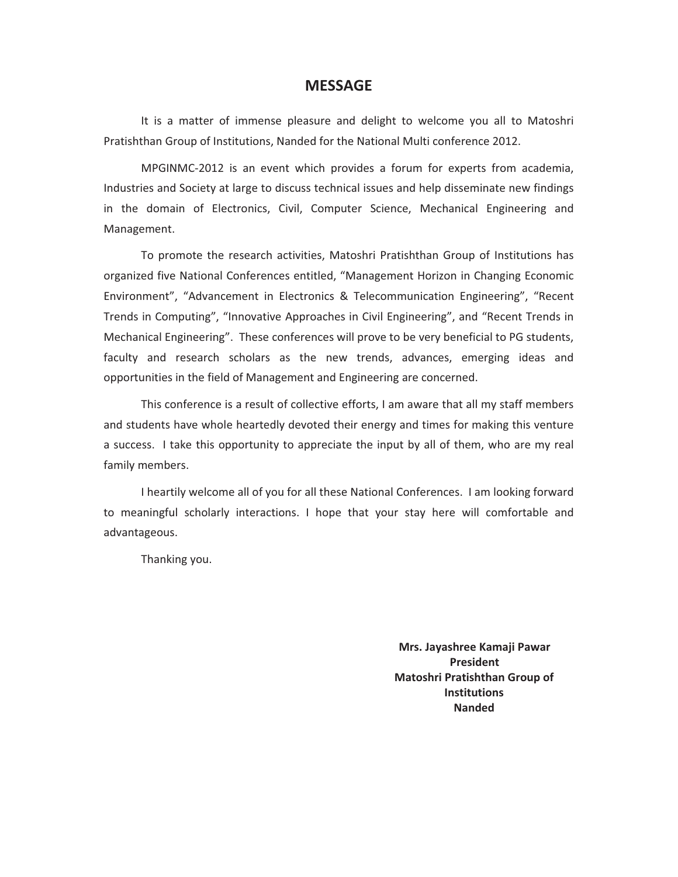# MESSAGE

It is a matter of immense pleasure and delight to welcome you all to Matoshri Pratishthan Group of Institutions, Nanded for the National Multi conference 2012.

MPGINMC-2012 is an event which provides a forum for experts from academia, Industries and Society at large to discuss technical issues and help disseminate new findings in the domain of Electronics, Civil, Computer Science, Mechanical Engineering and Management.

To promote the research activities, Matoshri Pratishthan Group of Institutions has organized five National Conferences entitled, “Management Horizon in Changing Economic Environment”, “Advancement in Electronics & Telecommunication Engineering”, “Recent Trends in Computing”, “Innovative Approaches in Civil Engineering”, and “Recent Trends in Mechanical Engineering”. These conferences will prove to be very beneficial to PG students, faculty and research scholars as the new trends, advances, emerging ideas and opportunities in the field of Management and Engineering are concerned.

This conference is a result of collective efforts, I am aware that all my staff members and students have whole heartedly devoted their energy and times for making this venture a success. I take this opportunity to appreciate the input by all of them, who are my real family members.

I heartily welcome all of you for all these National Conferences. I am looking forward to meaningful scholarly interactions. I hope that your stay here will comfortable and advantageous.

Thanking you.

**Mrs. Jayashree Kamaji Pawar**
**President**
**Matoshri Pratishthan Group of Institutions**
**Nanded**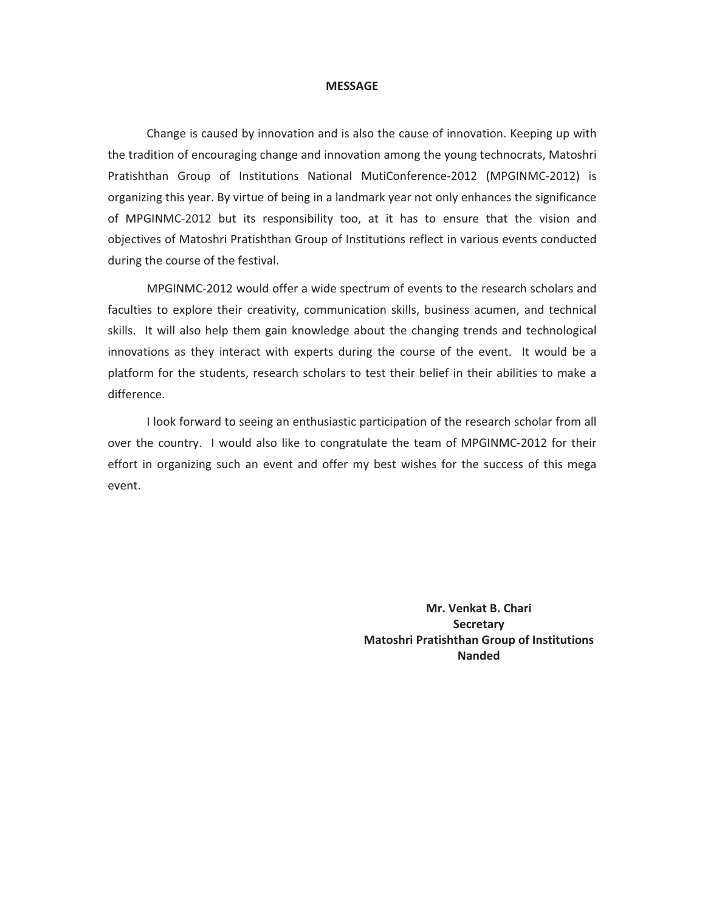# MESSAGE

Change is caused by innovation and is also the cause of innovation. Keeping up with the tradition of encouraging change and innovation among the young technocrats, Matoshri Pratishthan Group of Institutions National MutiConference-2012 (MPGINMC-2012) is organizing this year. By virtue of being in a landmark year not only enhances the significance of MPGINMC-2012 but its responsibility too, at it has to ensure that the vision and objectives of Matoshri Pratishthan Group of Institutions reflect in various events conducted during the course of the festival.

MPGINMC-2012 would offer a wide spectrum of events to the research scholars and faculties to explore their creativity, communication skills, business acumen, and technical skills. It will also help them gain knowledge about the changing trends and technological innovations as they interact with experts during the course of the event. It would be a platform for the students, research scholars to test their belief in their abilities to make a difference.

I look forward to seeing an enthusiastic participation of the research scholar from all over the country. I would also like to congratulate the team of MPGINMC-2012 for their effort in organizing such an event and offer my best wishes for the success of this mega event.

**Mr. Venkat B. Chari**
**Secretary**
**Matoshri Pratishthan Group of Institutions**
**Nanded**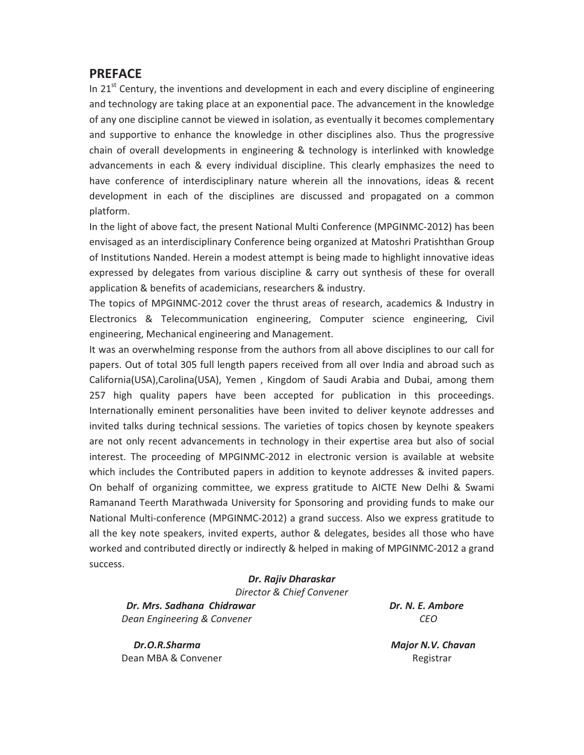## PREFACE

In 21$^{st}$ Century, the inventions and development in each and every discipline of engineering and technology are taking place at an exponential pace. The advancement in the knowledge of any one discipline cannot be viewed in isolation, as eventually it becomes complementary and supportive to enhance the knowledge in other disciplines also. Thus the progressive chain of overall developments in engineering & technology is interlinked with knowledge advancements in each & every individual discipline. This clearly emphasizes the need to have conference of interdisciplinary nature wherein all the innovations, ideas & recent development in each of the disciplines are discussed and propagated on a common platform.

In the light of above fact, the present National Multi Conference (MPGINMC-2012) has been envisaged as an interdisciplinary Conference being organized at Matoshri Pratishthan Group of Institutions Nanded. Herein a modest attempt is being made to highlight innovative ideas expressed by delegates from various discipline & carry out synthesis of these for overall application & benefits of academicians, researchers & industry.

The topics of MPGINMC-2012 cover the thrust areas of research, academics & Industry in Electronics & Telecommunication engineering, Computer science engineering, Civil engineering, Mechanical engineering and Management.

It was an overwhelming response from the authors from all above disciplines to our call for papers. Out of total 305 full length papers received from all over India and abroad such as California(USA),Carolina(USA), Yemen , Kingdom of Saudi Arabia and Dubai, among them 257 high quality papers have been accepted for publication in this proceedings. Internationally eminent personalities have been invited to deliver keynote addresses and invited talks during technical sessions. The varieties of topics chosen by keynote speakers are not only recent advancements in technology in their expertise area but also of social interest. The proceeding of MPGINMC-2012 in electronic version is available at website which includes the Contributed papers in addition to keynote addresses & invited papers. On behalf of organizing committee, we express gratitude to AICTE New Delhi & Swami Ramanand Teerth Marathwada University for Sponsoring and providing funds to make our National Multi-conference (MPGINMC-2012) a grand success. Also we express gratitude to all the key note speakers, invited experts, author & delegates, besides all those who have worked and contributed directly or indirectly & helped in making of MPGINMC-2012 a grand success.

***Dr. Rajiv Dharaskar***
*Director & Chief Convener*

***Dr. Mrs. Sadhana Chidrawar***
*Dean Engineering & Convener*

***Dr. N. E. Ambore***
*CEO*

***Dr.O.R.Sharma***
Dean MBA & Convener

***Major N.V. Chavan***
Registrar